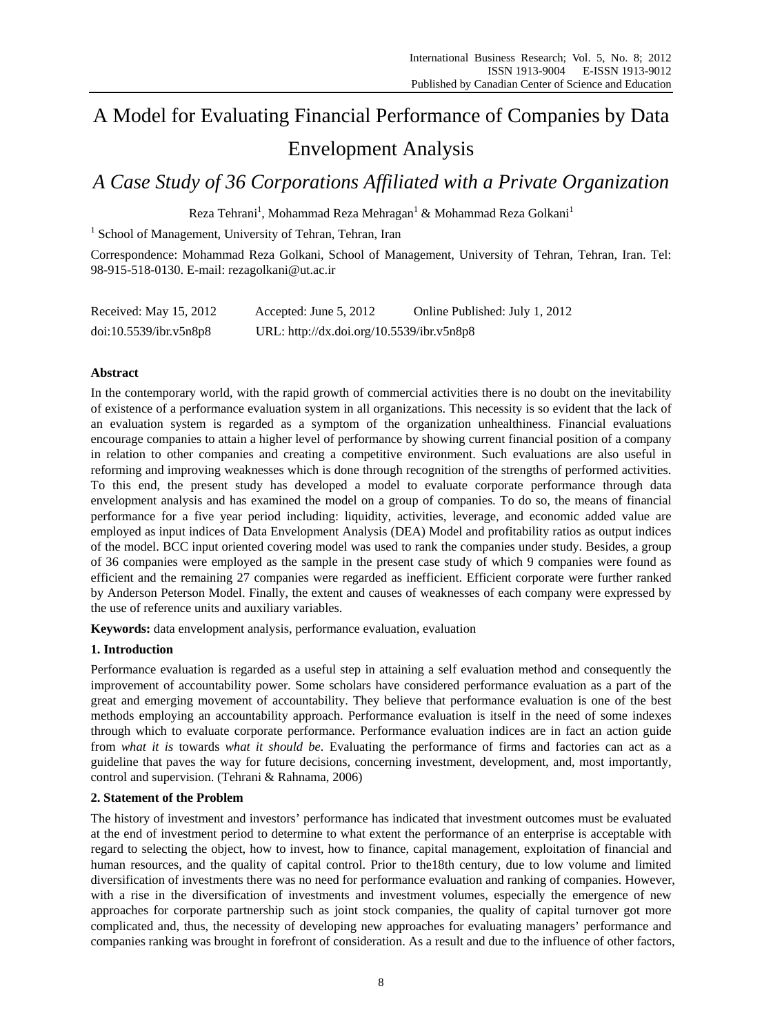# A Model for Evaluating Financial Performance of Companies by Data Envelopment Analysis

## *A Case Study of 36 Corporations Affiliated with a Private Organization*

Reza Tehrani[1], Mohammad Reza Mehragan[1] & Mohammad Reza Golkani[1]

[1] School of Management, University of Tehran, Tehran, Iran

Correspondence: Mohammad Reza Golkani, School of Management, University of Tehran, Tehran, Iran. Tel: 98-915-518-0130. E-mail: rezagolkani@ut.ac.ir

Received: May 15, 2012 Accepted: June 5, 2012 Online Published: July 1, 2012

doi:10.5539/ibr.v5n8p8 URL: http://dx.doi.org/10.5539/ibr.v5n8p8

**Abstract**

In the contemporary world, with the rapid growth of commercial activities there is no doubt on the inevitability of existence of a performance evaluation system in all organizations. This necessity is so evident that the lack of an evaluation system is regarded as a symptom of the organization unhealthiness. Financial evaluations encourage companies to attain a higher level of performance by showing current financial position of a company in relation to other companies and creating a competitive environment. Such evaluations are also useful in reforming and improving weaknesses which is done through recognition of the strengths of performed activities. To this end, the present study has developed a model to evaluate corporate performance through data envelopment analysis and has examined the model on a group of companies. To do so, the means of financial performance for a five year period including: liquidity, activities, leverage, and economic added value are employed as input indices of Data Envelopment Analysis (DEA) Model and profitability ratios as output indices of the model. BCC input oriented covering model was used to rank the companies under study. Besides, a group of 36 companies were employed as the sample in the present case study of which 9 companies were found as efficient and the remaining 27 companies were regarded as inefficient. Efficient corporate were further ranked by Anderson Peterson Model. Finally, the extent and causes of weaknesses of each company were expressed by the use of reference units and auxiliary variables.

**Keywords:** data envelopment analysis, performance evaluation, evaluation

## 1. Introduction

Performance evaluation is regarded as a useful step in attaining a self evaluation method and consequently the improvement of accountability power. Some scholars have considered performance evaluation as a part of the great and emerging movement of accountability. They believe that performance evaluation is one of the best methods employing an accountability approach. Performance evaluation is itself in the need of some indexes through which to evaluate corporate performance. Performance evaluation indices are in fact an action guide from *what it is* towards *what it should be*. Evaluating the performance of firms and factories can act as a guideline that paves the way for future decisions, concerning investment, development, and, most importantly, control and supervision. (Tehrani & Rahnama, 2006)

## 2. Statement of the Problem

The history of investment and investors' performance has indicated that investment outcomes must be evaluated at the end of investment period to determine to what extent the performance of an enterprise is acceptable with regard to selecting the object, how to invest, how to finance, capital management, exploitation of financial and human resources, and the quality of capital control. Prior to the18th century, due to low volume and limited diversification of investments there was no need for performance evaluation and ranking of companies. However, with a rise in the diversification of investments and investment volumes, especially the emergence of new approaches for corporate partnership such as joint stock companies, the quality of capital turnover got more complicated and, thus, the necessity of developing new approaches for evaluating managers' performance and companies ranking was brought in forefront of consideration. As a result and due to the influence of other factors,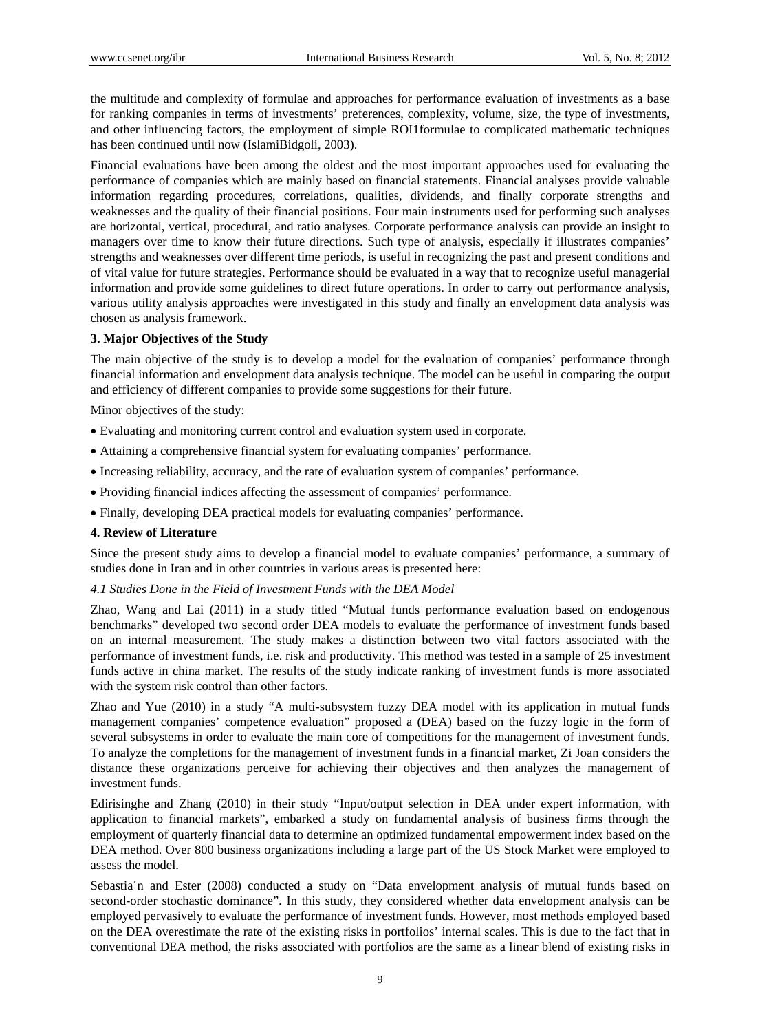the multitude and complexity of formulae and approaches for performance evaluation of investments as a base for ranking companies in terms of investments' preferences, complexity, volume, size, the type of investments, and other influencing factors, the employment of simple ROI1formulae to complicated mathematic techniques has been continued until now (IslamiBidgoli, 2003).

Financial evaluations have been among the oldest and the most important approaches used for evaluating the performance of companies which are mainly based on financial statements. Financial analyses provide valuable information regarding procedures, correlations, qualities, dividends, and finally corporate strengths and weaknesses and the quality of their financial positions. Four main instruments used for performing such analyses are horizontal, vertical, procedural, and ratio analyses. Corporate performance analysis can provide an insight to managers over time to know their future directions. Such type of analysis, especially if illustrates companies' strengths and weaknesses over different time periods, is useful in recognizing the past and present conditions and of vital value for future strategies. Performance should be evaluated in a way that to recognize useful managerial information and provide some guidelines to direct future operations. In order to carry out performance analysis, various utility analysis approaches were investigated in this study and finally an envelopment data analysis was chosen as analysis framework.

## 3. Major Objectives of the Study

The main objective of the study is to develop a model for the evaluation of companies' performance through financial information and envelopment data analysis technique. The model can be useful in comparing the output and efficiency of different companies to provide some suggestions for their future.

Minor objectives of the study:

- Evaluating and monitoring current control and evaluation system used in corporate.
- Attaining a comprehensive financial system for evaluating companies' performance.
- Increasing reliability, accuracy, and the rate of evaluation system of companies' performance.
- Providing financial indices affecting the assessment of companies' performance.
- Finally, developing DEA practical models for evaluating companies' performance.

## 4. Review of Literature

Since the present study aims to develop a financial model to evaluate companies' performance, a summary of studies done in Iran and in other countries in various areas is presented here:

### *4.1 Studies Done in the Field of Investment Funds with the DEA Model*

Zhao, Wang and Lai (2011) in a study titled "Mutual funds performance evaluation based on endogenous benchmarks" developed two second order DEA models to evaluate the performance of investment funds based on an internal measurement. The study makes a distinction between two vital factors associated with the performance of investment funds, i.e. risk and productivity. This method was tested in a sample of 25 investment funds active in china market. The results of the study indicate ranking of investment funds is more associated with the system risk control than other factors.

Zhao and Yue (2010) in a study "A multi-subsystem fuzzy DEA model with its application in mutual funds management companies' competence evaluation" proposed a (DEA) based on the fuzzy logic in the form of several subsystems in order to evaluate the main core of competitions for the management of investment funds. To analyze the completions for the management of investment funds in a financial market, Zi Joan considers the distance these organizations perceive for achieving their objectives and then analyzes the management of investment funds.

Edirisinghe and Zhang (2010) in their study "Input/output selection in DEA under expert information, with application to financial markets", embarked a study on fundamental analysis of business firms through the employment of quarterly financial data to determine an optimized fundamental empowerment index based on the DEA method. Over 800 business organizations including a large part of the US Stock Market were employed to assess the model.

Sebastia´n and Ester (2008) conducted a study on "Data envelopment analysis of mutual funds based on second-order stochastic dominance". In this study, they considered whether data envelopment analysis can be employed pervasively to evaluate the performance of investment funds. However, most methods employed based on the DEA overestimate the rate of the existing risks in portfolios' internal scales. This is due to the fact that in conventional DEA method, the risks associated with portfolios are the same as a linear blend of existing risks in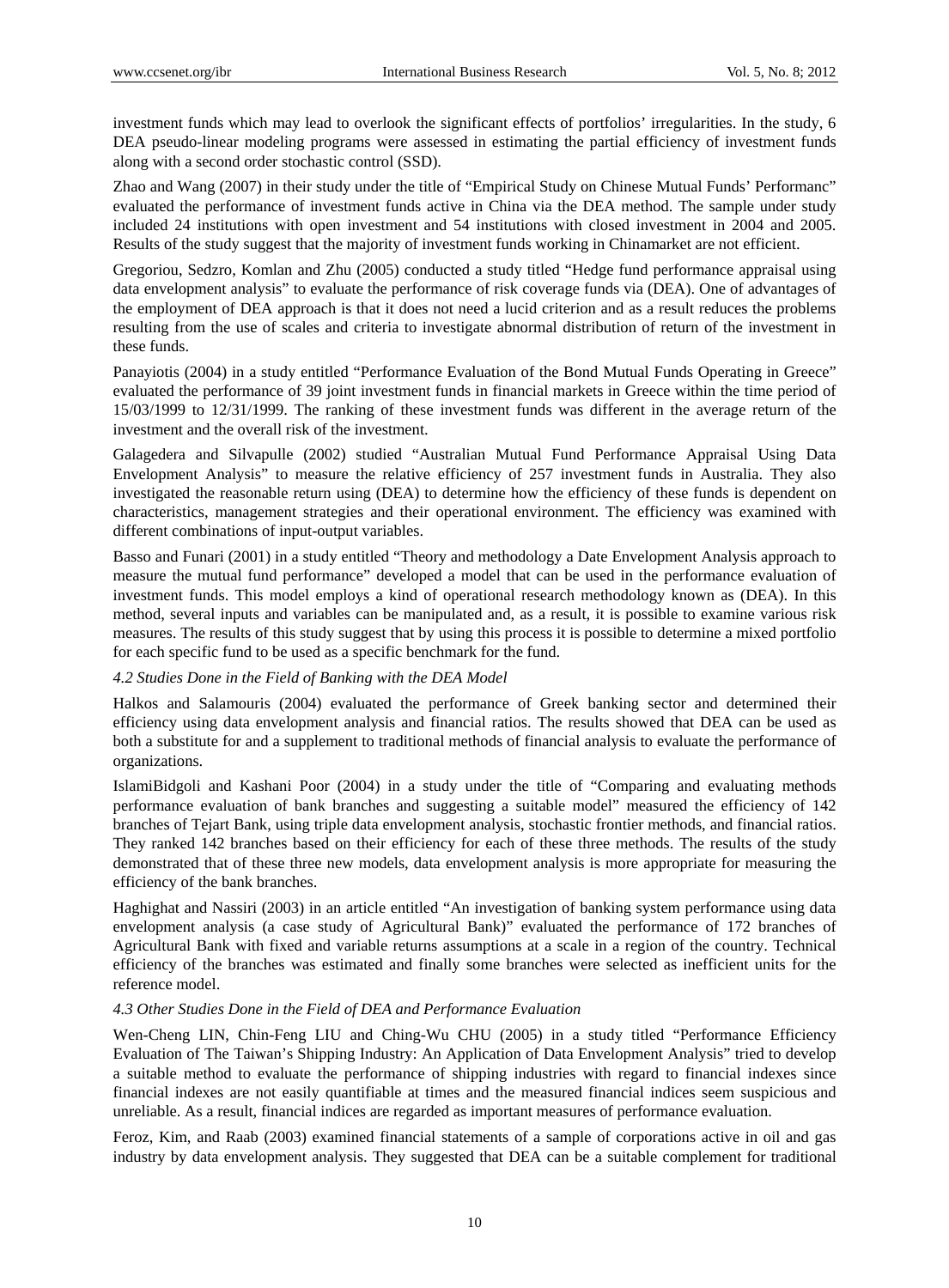investment funds which may lead to overlook the significant effects of portfolios' irregularities. In the study, 6 DEA pseudo-linear modeling programs were assessed in estimating the partial efficiency of investment funds along with a second order stochastic control (SSD).

Zhao and Wang (2007) in their study under the title of "Empirical Study on Chinese Mutual Funds' Performanc" evaluated the performance of investment funds active in China via the DEA method. The sample under study included 24 institutions with open investment and 54 institutions with closed investment in 2004 and 2005. Results of the study suggest that the majority of investment funds working in Chinamarket are not efficient.

Gregoriou, Sedzro, Komlan and Zhu (2005) conducted a study titled "Hedge fund performance appraisal using data envelopment analysis" to evaluate the performance of risk coverage funds via (DEA). One of advantages of the employment of DEA approach is that it does not need a lucid criterion and as a result reduces the problems resulting from the use of scales and criteria to investigate abnormal distribution of return of the investment in these funds.

Panayiotis (2004) in a study entitled "Performance Evaluation of the Bond Mutual Funds Operating in Greece" evaluated the performance of 39 joint investment funds in financial markets in Greece within the time period of 15/03/1999 to 12/31/1999. The ranking of these investment funds was different in the average return of the investment and the overall risk of the investment.

Galagedera and Silvapulle (2002) studied "Australian Mutual Fund Performance Appraisal Using Data Envelopment Analysis" to measure the relative efficiency of 257 investment funds in Australia. They also investigated the reasonable return using (DEA) to determine how the efficiency of these funds is dependent on characteristics, management strategies and their operational environment. The efficiency was examined with different combinations of input-output variables.

Basso and Funari (2001) in a study entitled "Theory and methodology a Date Envelopment Analysis approach to measure the mutual fund performance" developed a model that can be used in the performance evaluation of investment funds. This model employs a kind of operational research methodology known as (DEA). In this method, several inputs and variables can be manipulated and, as a result, it is possible to examine various risk measures. The results of this study suggest that by using this process it is possible to determine a mixed portfolio for each specific fund to be used as a specific benchmark for the fund.

### *4.2 Studies Done in the Field of Banking with the DEA Model*

Halkos and Salamouris (2004) evaluated the performance of Greek banking sector and determined their efficiency using data envelopment analysis and financial ratios. The results showed that DEA can be used as both a substitute for and a supplement to traditional methods of financial analysis to evaluate the performance of organizations.

IslamiBidgoli and Kashani Poor (2004) in a study under the title of "Comparing and evaluating methods performance evaluation of bank branches and suggesting a suitable model" measured the efficiency of 142 branches of Tejart Bank, using triple data envelopment analysis, stochastic frontier methods, and financial ratios. They ranked 142 branches based on their efficiency for each of these three methods. The results of the study demonstrated that of these three new models, data envelopment analysis is more appropriate for measuring the efficiency of the bank branches.

Haghighat and Nassiri (2003) in an article entitled "An investigation of banking system performance using data envelopment analysis (a case study of Agricultural Bank)" evaluated the performance of 172 branches of Agricultural Bank with fixed and variable returns assumptions at a scale in a region of the country. Technical efficiency of the branches was estimated and finally some branches were selected as inefficient units for the reference model.

### *4.3 Other Studies Done in the Field of DEA and Performance Evaluation*

Wen-Cheng LIN, Chin-Feng LIU and Ching-Wu CHU (2005) in a study titled "Performance Efficiency Evaluation of The Taiwan's Shipping Industry: An Application of Data Envelopment Analysis" tried to develop a suitable method to evaluate the performance of shipping industries with regard to financial indexes since financial indexes are not easily quantifiable at times and the measured financial indices seem suspicious and unreliable. As a result, financial indices are regarded as important measures of performance evaluation.

Feroz, Kim, and Raab (2003) examined financial statements of a sample of corporations active in oil and gas industry by data envelopment analysis. They suggested that DEA can be a suitable complement for traditional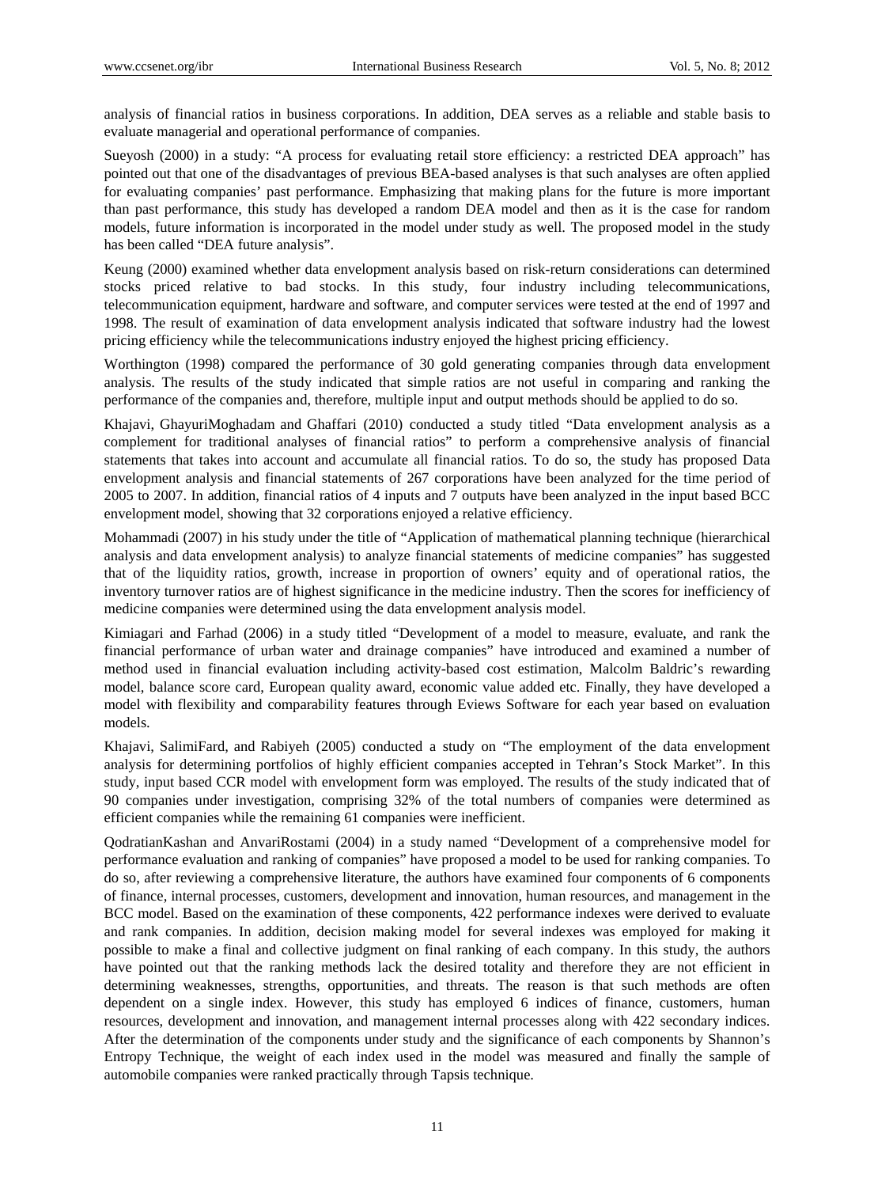analysis of financial ratios in business corporations. In addition, DEA serves as a reliable and stable basis to evaluate managerial and operational performance of companies.

Sueyosh (2000) in a study: "A process for evaluating retail store efficiency: a restricted DEA approach" has pointed out that one of the disadvantages of previous BEA-based analyses is that such analyses are often applied for evaluating companies' past performance. Emphasizing that making plans for the future is more important than past performance, this study has developed a random DEA model and then as it is the case for random models, future information is incorporated in the model under study as well. The proposed model in the study has been called "DEA future analysis".

Keung (2000) examined whether data envelopment analysis based on risk-return considerations can determined stocks priced relative to bad stocks. In this study, four industry including telecommunications, telecommunication equipment, hardware and software, and computer services were tested at the end of 1997 and 1998. The result of examination of data envelopment analysis indicated that software industry had the lowest pricing efficiency while the telecommunications industry enjoyed the highest pricing efficiency.

Worthington (1998) compared the performance of 30 gold generating companies through data envelopment analysis. The results of the study indicated that simple ratios are not useful in comparing and ranking the performance of the companies and, therefore, multiple input and output methods should be applied to do so.

Khajavi, GhayuriMoghadam and Ghaffari (2010) conducted a study titled "Data envelopment analysis as a complement for traditional analyses of financial ratios" to perform a comprehensive analysis of financial statements that takes into account and accumulate all financial ratios. To do so, the study has proposed Data envelopment analysis and financial statements of 267 corporations have been analyzed for the time period of 2005 to 2007. In addition, financial ratios of 4 inputs and 7 outputs have been analyzed in the input based BCC envelopment model, showing that 32 corporations enjoyed a relative efficiency.

Mohammadi (2007) in his study under the title of "Application of mathematical planning technique (hierarchical analysis and data envelopment analysis) to analyze financial statements of medicine companies" has suggested that of the liquidity ratios, growth, increase in proportion of owners' equity and of operational ratios, the inventory turnover ratios are of highest significance in the medicine industry. Then the scores for inefficiency of medicine companies were determined using the data envelopment analysis model.

Kimiagari and Farhad (2006) in a study titled "Development of a model to measure, evaluate, and rank the financial performance of urban water and drainage companies" have introduced and examined a number of method used in financial evaluation including activity-based cost estimation, Malcolm Baldric's rewarding model, balance score card, European quality award, economic value added etc. Finally, they have developed a model with flexibility and comparability features through Eviews Software for each year based on evaluation models.

Khajavi, SalimiFard, and Rabiyeh (2005) conducted a study on "The employment of the data envelopment analysis for determining portfolios of highly efficient companies accepted in Tehran's Stock Market". In this study, input based CCR model with envelopment form was employed. The results of the study indicated that of 90 companies under investigation, comprising 32% of the total numbers of companies were determined as efficient companies while the remaining 61 companies were inefficient.

QodratianKashan and AnvariRostami (2004) in a study named "Development of a comprehensive model for performance evaluation and ranking of companies" have proposed a model to be used for ranking companies. To do so, after reviewing a comprehensive literature, the authors have examined four components of 6 components of finance, internal processes, customers, development and innovation, human resources, and management in the BCC model. Based on the examination of these components, 422 performance indexes were derived to evaluate and rank companies. In addition, decision making model for several indexes was employed for making it possible to make a final and collective judgment on final ranking of each company. In this study, the authors have pointed out that the ranking methods lack the desired totality and therefore they are not efficient in determining weaknesses, strengths, opportunities, and threats. The reason is that such methods are often dependent on a single index. However, this study has employed 6 indices of finance, customers, human resources, development and innovation, and management internal processes along with 422 secondary indices. After the determination of the components under study and the significance of each components by Shannon's Entropy Technique, the weight of each index used in the model was measured and finally the sample of automobile companies were ranked practically through Tapsis technique.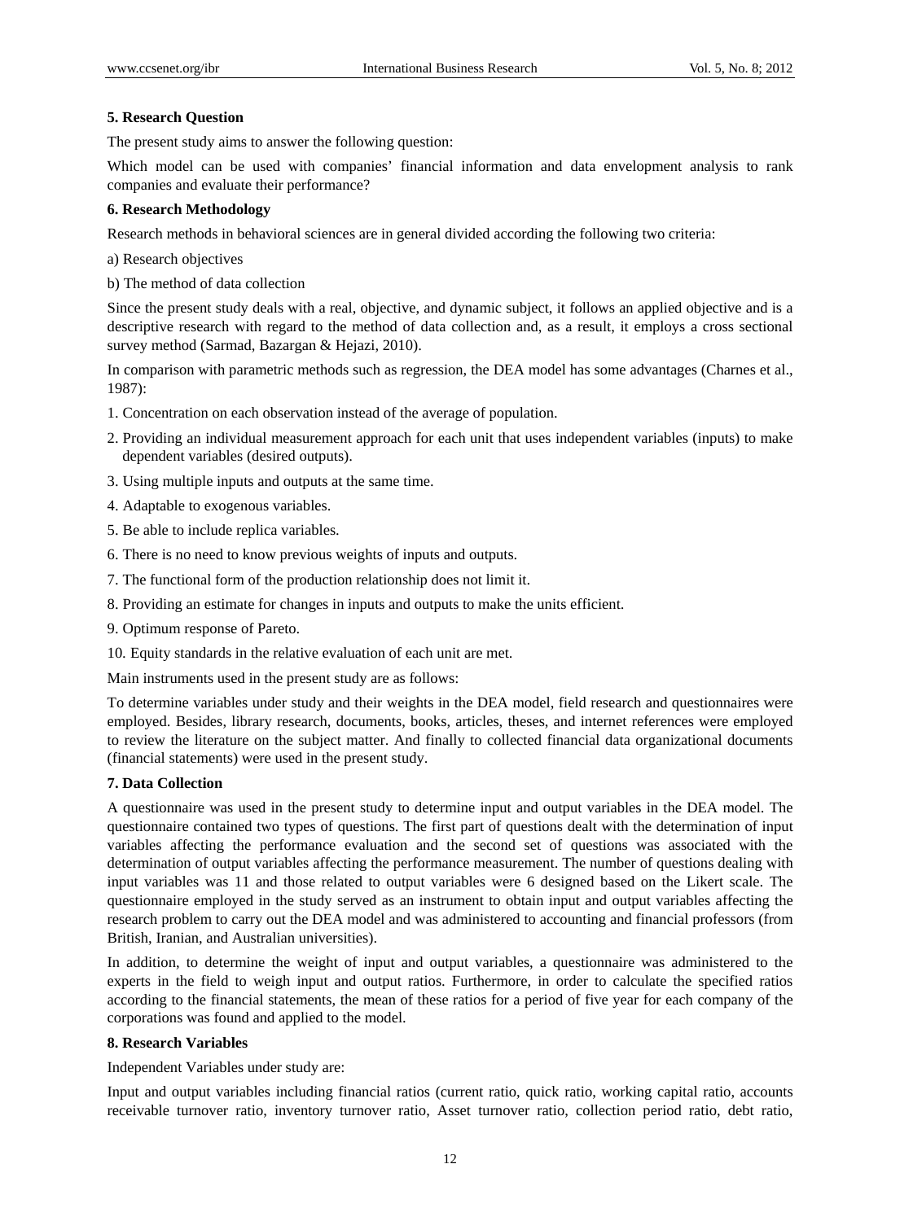### 5. Research Question

The present study aims to answer the following question:

Which model can be used with companies' financial information and data envelopment analysis to rank companies and evaluate their performance?

### 6. Research Methodology

Research methods in behavioral sciences are in general divided according the following two criteria:

a) Research objectives

b) The method of data collection

Since the present study deals with a real, objective, and dynamic subject, it follows an applied objective and is a descriptive research with regard to the method of data collection and, as a result, it employs a cross sectional survey method (Sarmad, Bazargan & Hejazi, 2010).

In comparison with parametric methods such as regression, the DEA model has some advantages (Charnes et al., 1987):

1. Concentration on each observation instead of the average of population.
2. Providing an individual measurement approach for each unit that uses independent variables (inputs) to make dependent variables (desired outputs).
3. Using multiple inputs and outputs at the same time.
4. Adaptable to exogenous variables.
5. Be able to include replica variables.
6. There is no need to know previous weights of inputs and outputs.
7. The functional form of the production relationship does not limit it.
8. Providing an estimate for changes in inputs and outputs to make the units efficient.
9. Optimum response of Pareto.
10. Equity standards in the relative evaluation of each unit are met.

Main instruments used in the present study are as follows:

To determine variables under study and their weights in the DEA model, field research and questionnaires were employed. Besides, library research, documents, books, articles, theses, and internet references were employed to review the literature on the subject matter. And finally to collected financial data organizational documents (financial statements) were used in the present study.

### 7. Data Collection

A questionnaire was used in the present study to determine input and output variables in the DEA model. The questionnaire contained two types of questions. The first part of questions dealt with the determination of input variables affecting the performance evaluation and the second set of questions was associated with the determination of output variables affecting the performance measurement. The number of questions dealing with input variables was 11 and those related to output variables were 6 designed based on the Likert scale. The questionnaire employed in the study served as an instrument to obtain input and output variables affecting the research problem to carry out the DEA model and was administered to accounting and financial professors (from British, Iranian, and Australian universities).

In addition, to determine the weight of input and output variables, a questionnaire was administered to the experts in the field to weigh input and output ratios. Furthermore, in order to calculate the specified ratios according to the financial statements, the mean of these ratios for a period of five year for each company of the corporations was found and applied to the model.

### 8. Research Variables

Independent Variables under study are:

Input and output variables including financial ratios (current ratio, quick ratio, working capital ratio, accounts receivable turnover ratio, inventory turnover ratio, Asset turnover ratio, collection period ratio, debt ratio,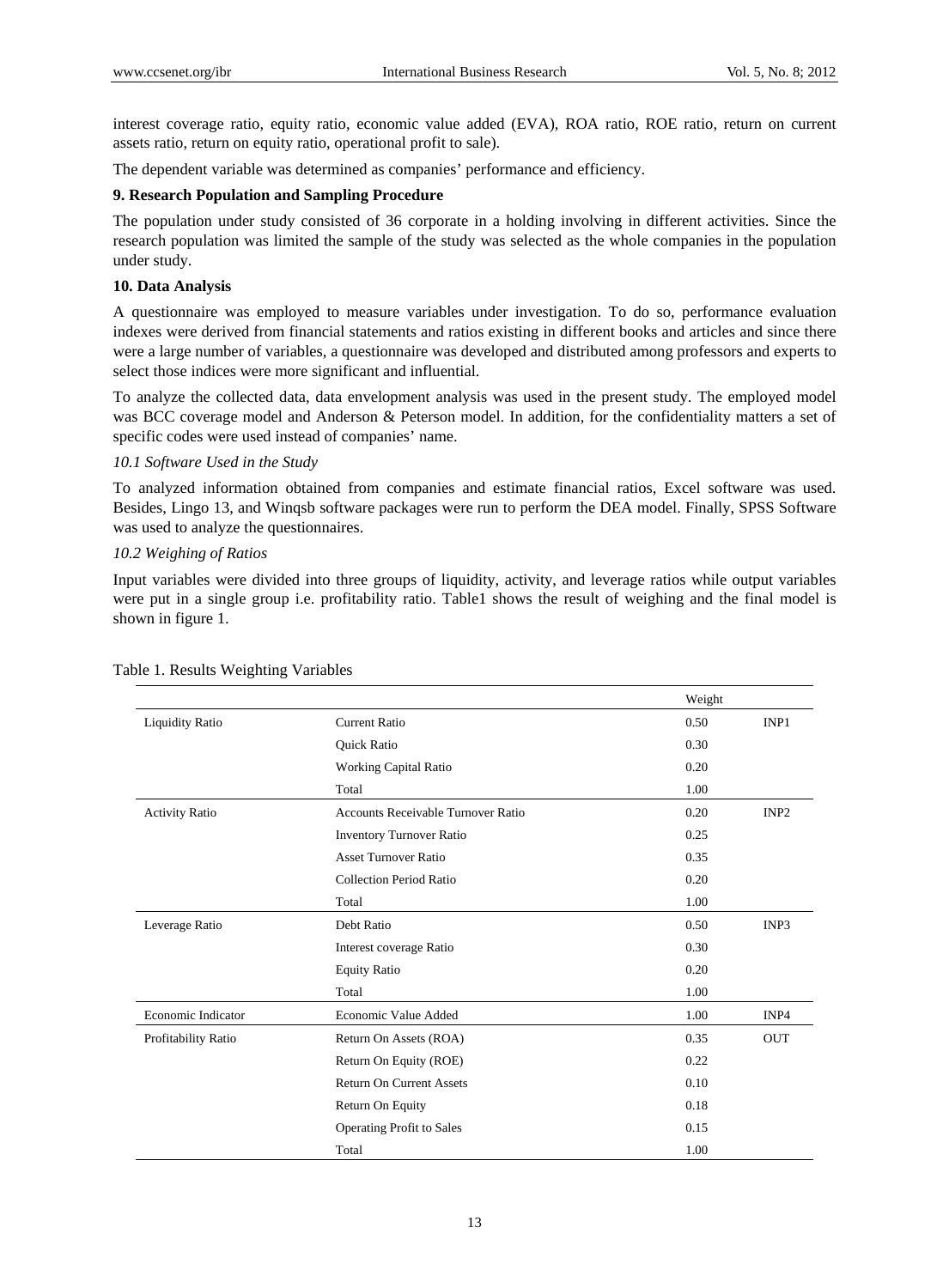interest coverage ratio, equity ratio, economic value added (EVA), ROA ratio, ROE ratio, return on current assets ratio, return on equity ratio, operational profit to sale).

The dependent variable was determined as companies' performance and efficiency.

**9. Research Population and Sampling Procedure**

The population under study consisted of 36 corporate in a holding involving in different activities. Since the research population was limited the sample of the study was selected as the whole companies in the population under study.

**10. Data Analysis**

A questionnaire was employed to measure variables under investigation. To do so, performance evaluation indexes were derived from financial statements and ratios existing in different books and articles and since there were a large number of variables, a questionnaire was developed and distributed among professors and experts to select those indices were more significant and influential.

To analyze the collected data, data envelopment analysis was used in the present study. The employed model was BCC coverage model and Anderson & Peterson model. In addition, for the confidentiality matters a set of specific codes were used instead of companies' name.

*10.1 Software Used in the Study*

To analyzed information obtained from companies and estimate financial ratios, Excel software was used. Besides, Lingo 13, and Winqsb software packages were run to perform the DEA model. Finally, SPSS Software was used to analyze the questionnaires.

*10.2 Weighing of Ratios*

Input variables were divided into three groups of liquidity, activity, and leverage ratios while output variables were put in a single group i.e. profitability ratio. Table1 shows the result of weighing and the final model is shown in figure 1.

Table 1. Results Weighting Variables

| | | Weight | |
|---|---|---|---|
| Liquidity Ratio | Current Ratio | 0.50 | INP1 |
| | Quick Ratio | 0.30 | |
| | Working Capital Ratio | 0.20 | |
| | Total | 1.00 | |
| Activity Ratio | Accounts Receivable Turnover Ratio | 0.20 | INP2 |
| | Inventory Turnover Ratio | 0.25 | |
| | Asset Turnover Ratio | 0.35 | |
| | Collection Period Ratio | 0.20 | |
| | Total | 1.00 | |
| Leverage Ratio | Debt Ratio | 0.50 | INP3 |
| | Interest coverage Ratio | 0.30 | |
| | Equity Ratio | 0.20 | |
| | Total | 1.00 | |
| Economic Indicator | Economic Value Added | 1.00 | INP4 |
| Profitability Ratio | Return On Assets (ROA) | 0.35 | OUT |
| | Return On Equity (ROE) | 0.22 | |
| | Return On Current Assets | 0.10 | |
| | Return On Equity | 0.18 | |
| | Operating Profit to Sales | 0.15 | |
| | Total | 1.00 | |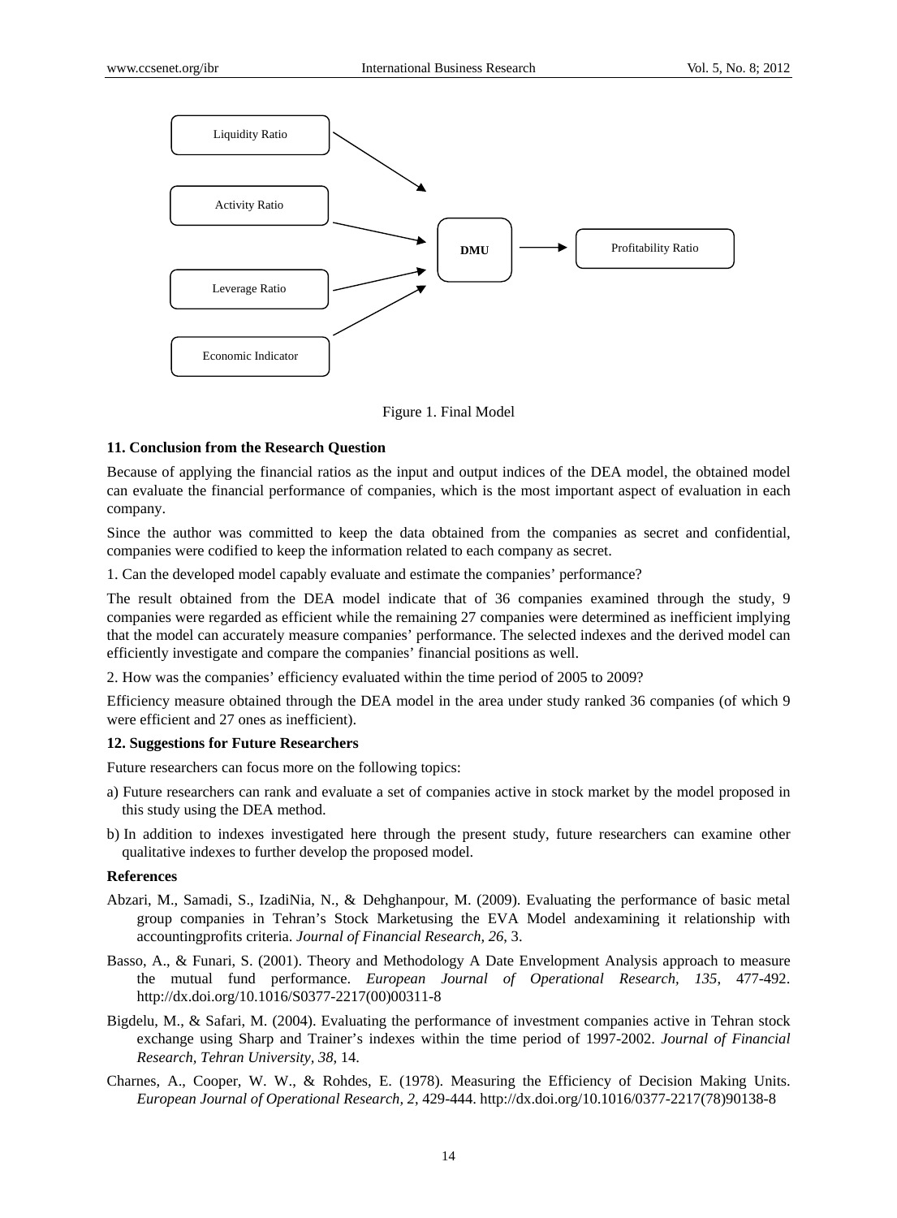Figure 1. Final Model

### 11. Conclusion from the Research Question

Because of applying the financial ratios as the input and output indices of the DEA model, the obtained model can evaluate the financial performance of companies, which is the most important aspect of evaluation in each company.

Since the author was committed to keep the data obtained from the companies as secret and confidential, companies were codified to keep the information related to each company as secret.

1. Can the developed model capably evaluate and estimate the companies' performance?

The result obtained from the DEA model indicate that of 36 companies examined through the study, 9 companies were regarded as efficient while the remaining 27 companies were determined as inefficient implying that the model can accurately measure companies' performance. The selected indexes and the derived model can efficiently investigate and compare the companies' financial positions as well.

2. How was the companies' efficiency evaluated within the time period of 2005 to 2009?

Efficiency measure obtained through the DEA model in the area under study ranked 36 companies (of which 9 were efficient and 27 ones as inefficient).

### 12. Suggestions for Future Researchers

Future researchers can focus more on the following topics:

a) Future researchers can rank and evaluate a set of companies active in stock market by the model proposed in this study using the DEA method.

b) In addition to indexes investigated here through the present study, future researchers can examine other qualitative indexes to further develop the proposed model.

### References

Abzari, M., Samadi, S., IzadiNia, N., & Dehghanpour, M. (2009). Evaluating the performance of basic metal group companies in Tehran's Stock Marketusing the EVA Model andexamining it relationship with accountingprofits criteria. *Journal of Financial Research, 26*, 3.

Basso, A., & Funari, S. (2001). Theory and Methodology A Date Envelopment Analysis approach to measure the mutual fund performance. *European Journal of Operational Research, 135*, 477-492. http://dx.doi.org/10.1016/S0377-2217(00)00311-8

Bigdelu, M., & Safari, M. (2004). Evaluating the performance of investment companies active in Tehran stock exchange using Sharp and Trainer's indexes within the time period of 1997-2002. *Journal of Financial Research, Tehran University, 38*, 14.

Charnes, A., Cooper, W. W., & Rohdes, E. (1978). Measuring the Efficiency of Decision Making Units. *European Journal of Operational Research, 2*, 429-444. http://dx.doi.org/10.1016/0377-2217(78)90138-8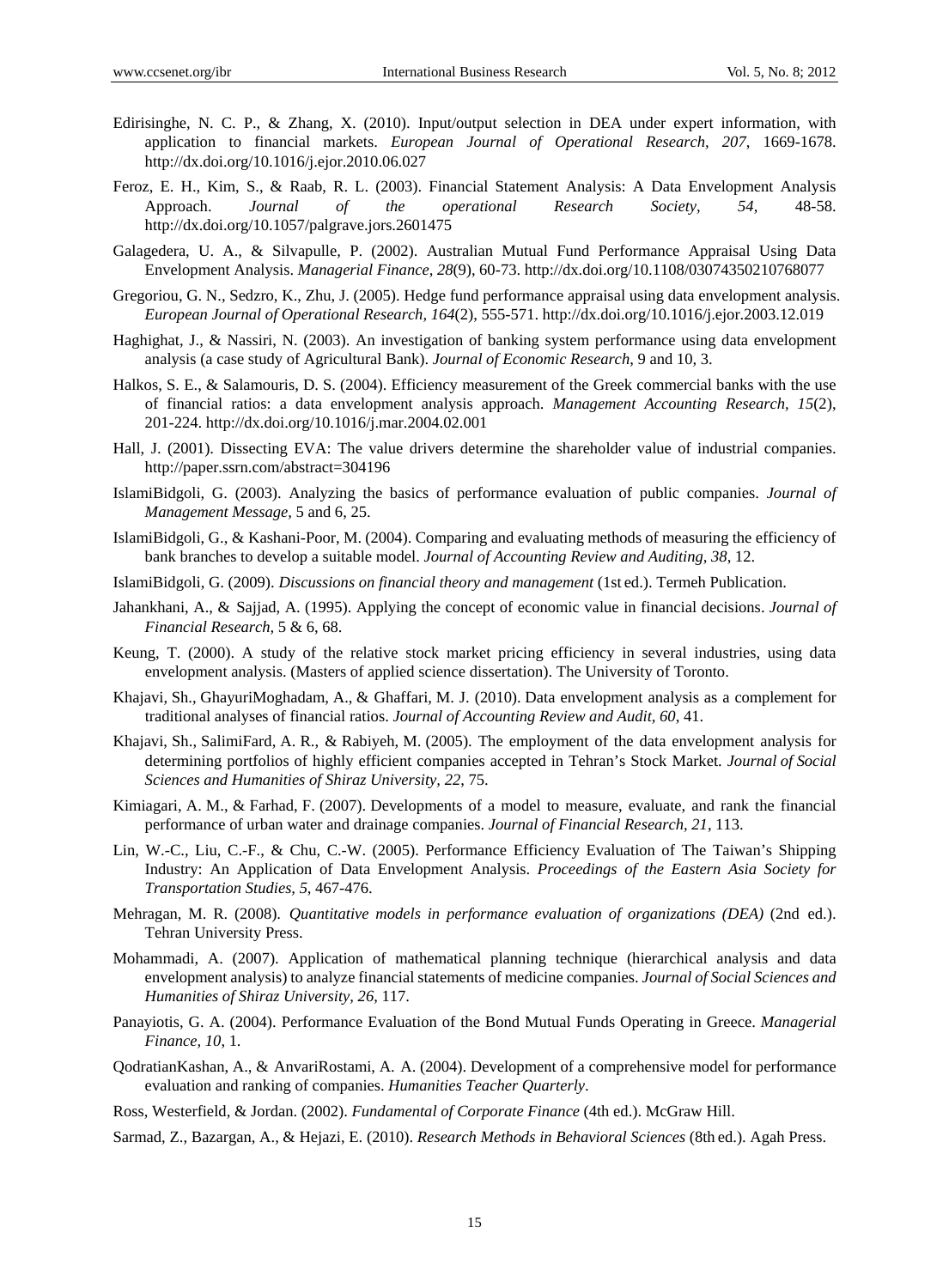Edirisinghe, N. C. P., & Zhang, X. (2010). Input/output selection in DEA under expert information, with application to financial markets. *European Journal of Operational Research, 207*, 1669-1678. http://dx.doi.org/10.1016/j.ejor.2010.06.027

Feroz, E. H., Kim, S., & Raab, R. L. (2003). Financial Statement Analysis: A Data Envelopment Analysis Approach. *Journal of the operational Research Society, 54*, 48-58. http://dx.doi.org/10.1057/palgrave.jors.2601475

Galagedera, U. A., & Silvapulle, P. (2002). Australian Mutual Fund Performance Appraisal Using Data Envelopment Analysis. *Managerial Finance, 28*(9), 60-73. http://dx.doi.org/10.1108/03074350210768077

Gregoriou, G. N., Sedzro, K., Zhu, J. (2005). Hedge fund performance appraisal using data envelopment analysis. *European Journal of Operational Research, 164*(2), 555-571. http://dx.doi.org/10.1016/j.ejor.2003.12.019

Haghighat, J., & Nassiri, N. (2003). An investigation of banking system performance using data envelopment analysis (a case study of Agricultural Bank). *Journal of Economic Research*, 9 and 10, 3.

Halkos, S. E., & Salamouris, D. S. (2004). Efficiency measurement of the Greek commercial banks with the use of financial ratios: a data envelopment analysis approach. *Management Accounting Research, 15*(2), 201-224. http://dx.doi.org/10.1016/j.mar.2004.02.001

Hall, J. (2001). Dissecting EVA: The value drivers determine the shareholder value of industrial companies. http://paper.ssrn.com/abstract=304196

IslamiBidgoli, G. (2003). Analyzing the basics of performance evaluation of public companies. *Journal of Management Message*, 5 and 6, 25.

IslamiBidgoli, G., & Kashani-Poor, M. (2004). Comparing and evaluating methods of measuring the efficiency of bank branches to develop a suitable model. *Journal of Accounting Review and Auditing, 38*, 12.

IslamiBidgoli, G. (2009). *Discussions on financial theory and management* (1st ed.). Termeh Publication.

Jahankhani, A., & Sajjad, A. (1995). Applying the concept of economic value in financial decisions. *Journal of Financial Research,* 5 & 6, 68.

Keung, T. (2000). A study of the relative stock market pricing efficiency in several industries, using data envelopment analysis. (Masters of applied science dissertation). The University of Toronto.

Khajavi, Sh., GhayuriMoghadam, A., & Ghaffari, M. J. (2010). Data envelopment analysis as a complement for traditional analyses of financial ratios. *Journal of Accounting Review and Audit, 60*, 41.

Khajavi, Sh., SalimiFard, A. R., & Rabiyeh, M. (2005). The employment of the data envelopment analysis for determining portfolios of highly efficient companies accepted in Tehran's Stock Market. *Journal of Social Sciences and Humanities of Shiraz University, 22*, 75.

Kimiagari, A. M., & Farhad, F. (2007). Developments of a model to measure, evaluate, and rank the financial performance of urban water and drainage companies. *Journal of Financial Research, 21*, 113.

Lin, W.-C., Liu, C.-F., & Chu, C.-W. (2005). Performance Efficiency Evaluation of The Taiwan's Shipping Industry: An Application of Data Envelopment Analysis. *Proceedings of the Eastern Asia Society for Transportation Studies, 5*, 467-476.

Mehragan, M. R. (2008). *Quantitative models in performance evaluation of organizations (DEA)* (2nd ed.). Tehran University Press.

Mohammadi, A. (2007). Application of mathematical planning technique (hierarchical analysis and data envelopment analysis) to analyze financial statements of medicine companies. *Journal of Social Sciences and Humanities of Shiraz University, 26*, 117.

Panayiotis, G. A. (2004). Performance Evaluation of the Bond Mutual Funds Operating in Greece. *Managerial Finance, 10*, 1.

QodratianKashan, A., & AnvariRostami, A. A. (2004). Development of a comprehensive model for performance evaluation and ranking of companies. *Humanities Teacher Quarterly*.

Ross, Westerfield, & Jordan. (2002). *Fundamental of Corporate Finance* (4th ed.). McGraw Hill.

Sarmad, Z., Bazargan, A., & Hejazi, E. (2010). *Research Methods in Behavioral Sciences* (8th ed.). Agah Press.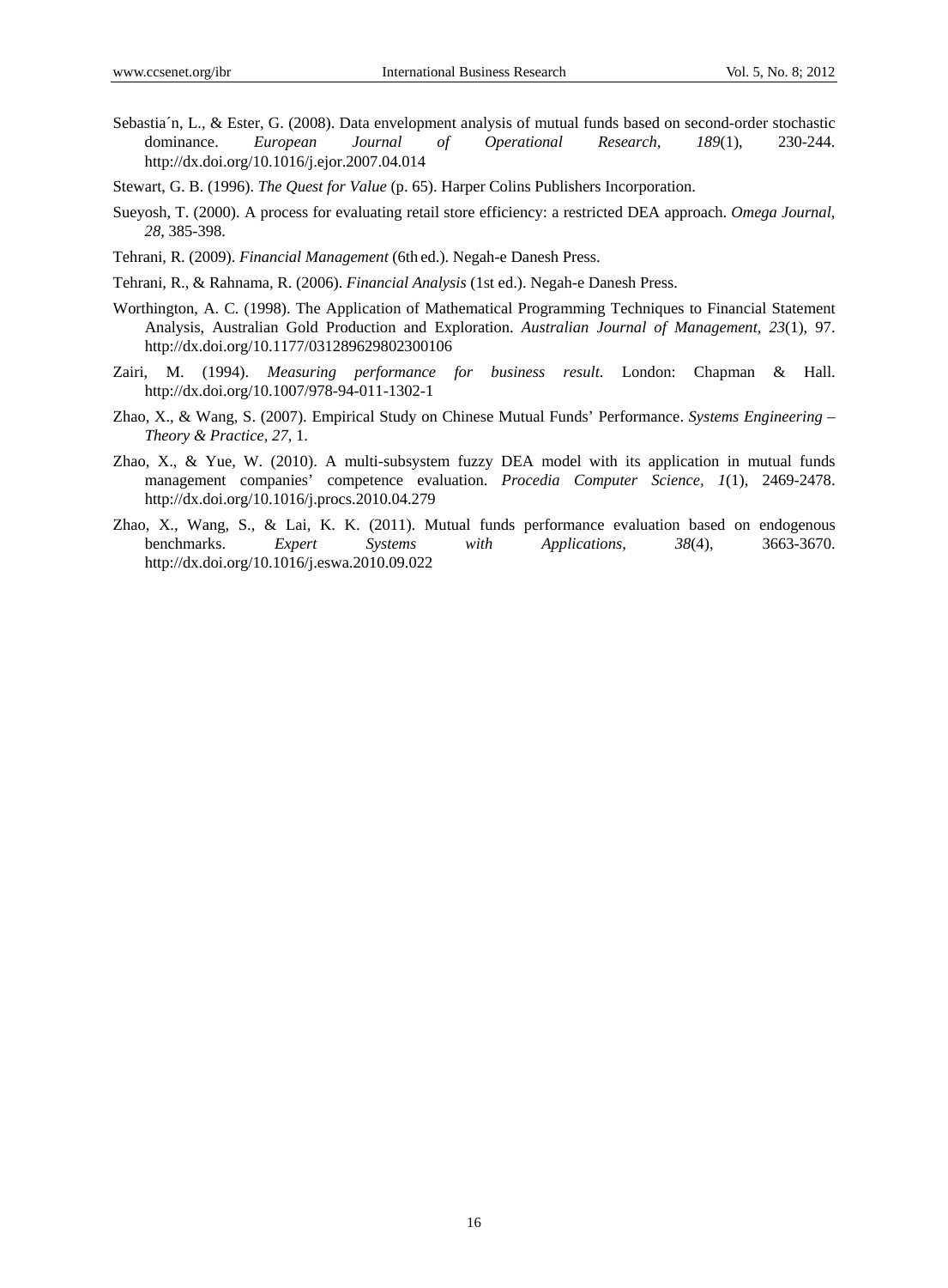Sebastia´n, L., & Ester, G. (2008). Data envelopment analysis of mutual funds based on second-order stochastic dominance. *European Journal of Operational Research, 189*(1), 230-244. http://dx.doi.org/10.1016/j.ejor.2007.04.014

Stewart, G. B. (1996). *The Quest for Value* (p. 65). Harper Colins Publishers Incorporation.

Sueyosh, T. (2000). A process for evaluating retail store efficiency: a restricted DEA approach. *Omega Journal, 28*, 385-398.

Tehrani, R. (2009). *Financial Management* (6th ed.). Negah-e Danesh Press.

Tehrani, R., & Rahnama, R. (2006). *Financial Analysis* (1st ed.). Negah-e Danesh Press.

Worthington, A. C. (1998). The Application of Mathematical Programming Techniques to Financial Statement Analysis, Australian Gold Production and Exploration. *Australian Journal of Management, 23*(1), 97. http://dx.doi.org/10.1177/031289629802300106

Zairi, M. (1994). *Measuring performance for business result*. London: Chapman & Hall. http://dx.doi.org/10.1007/978-94-011-1302-1

Zhao, X., & Wang, S. (2007). Empirical Study on Chinese Mutual Funds' Performance. *Systems Engineering – Theory & Practice, 27*, 1.

Zhao, X., & Yue, W. (2010). A multi-subsystem fuzzy DEA model with its application in mutual funds management companies' competence evaluation. *Procedia Computer Science, 1*(1), 2469-2478. http://dx.doi.org/10.1016/j.procs.2010.04.279

Zhao, X., Wang, S., & Lai, K. K. (2011). Mutual funds performance evaluation based on endogenous benchmarks. *Expert Systems with Applications, 38*(4), 3663-3670. http://dx.doi.org/10.1016/j.eswa.2010.09.022